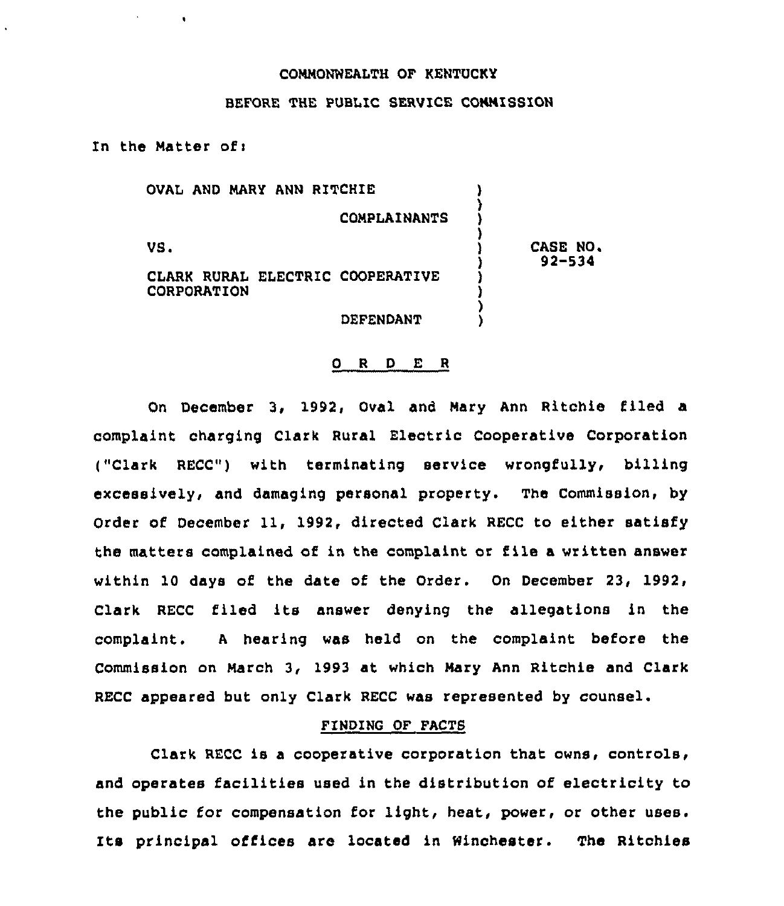COMMONWEALTH OF KENTUCKY

BEFORE THE PUBLIC SERVICE COMMISSION

In the Matter of:

| | | |
|---|---|---|
| OVAL AND MARY ANN RITCHIE | ) | |
| COMPLAINANTS | ) | |
| VS. | ) | CASE NO. 92-534 |
| CLARK RURAL ELECTRIC COOPERATIVE CORPORATION | ) | |
| DEFENDANT | ) | |

## O R D E R

On December 3, 1992, Oval and Mary Ann Ritchie filed a complaint charging Clark Rural Electric Cooperative Corporation ("Clark RECC") with terminating service wrongfully, billing excessively, and damaging personal property. The Commission, by Order of December 11, 1992, directed Clark RECC to either satisfy the matters complained of in the complaint or file a written answer within 10 days of the date of the Order. On December 23, 1992, Clark RECC filed its answer denying the allegations in the complaint. A hearing was held on the complaint before the Commission on March 3, 1993 at which Mary Ann Ritchie and Clark RECC appeared but only Clark RECC was represented by counsel.

### FINDING OF FACTS

Clark RECC is a cooperative corporation that owns, controls, and operates facilities used in the distribution of electricity to the public for compensation for light, heat, power, or other uses. Its principal offices are located in Winchester. The Ritchies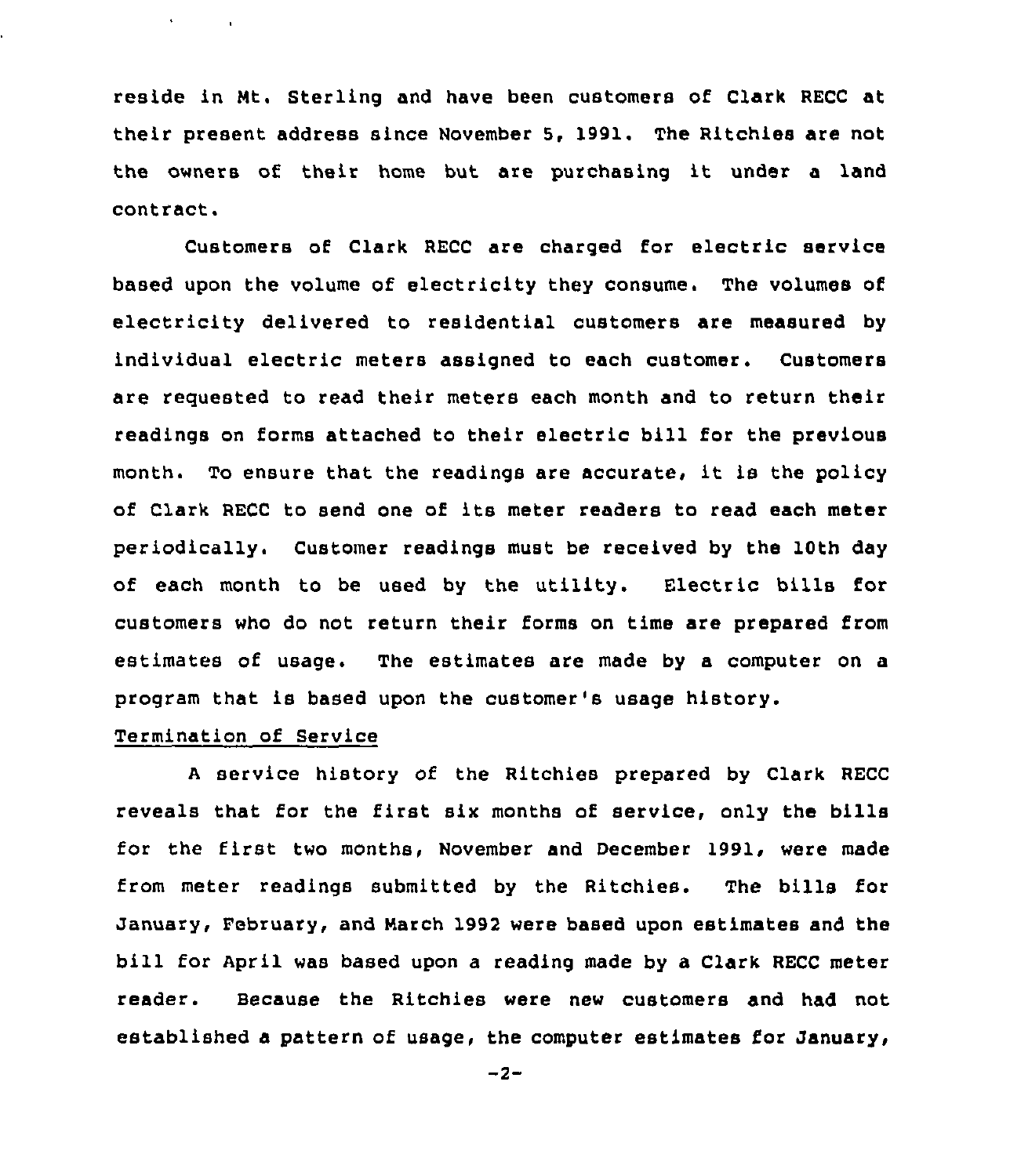reside in Mt. Sterling and have been customers of Clark RECC at their present address since November 5, 1991. The Ritchies are not the owners of their home but are purchasing it under a land contract.

Customers of Clark RECC are charged for electric service based upon the volume of electricity they consume. The volumes of electricity delivered to residential customers are measured by individual electric meters assigned to each customer. Customers are requested to read their meters each month and to return their readings on forms attached to their electric bill for the previous month. To ensure that the readings are accurate, it is the policy of Clark RECC to send one of its meter readers to read each meter periodically. Customer readings must be received by the 10th day of each month to be used by the utility. Electric bills for customers who do not return their forms on time are prepared from estimates of usage. The estimates are made by a computer on a program that is based upon the customer's usage history.

Termination of Service

A service history of the Ritchies prepared by Clark RECC reveals that for the first six months of service, only the bills for the first two months, November and December 1991, were made from meter readings submitted by the Ritchies. The bills for January, February, and March 1992 were based upon estimates and the bill for April was based upon a reading made by a Clark RECC meter reader. Because the Ritchies were new customers and had not established a pattern of usage, the computer estimates for January,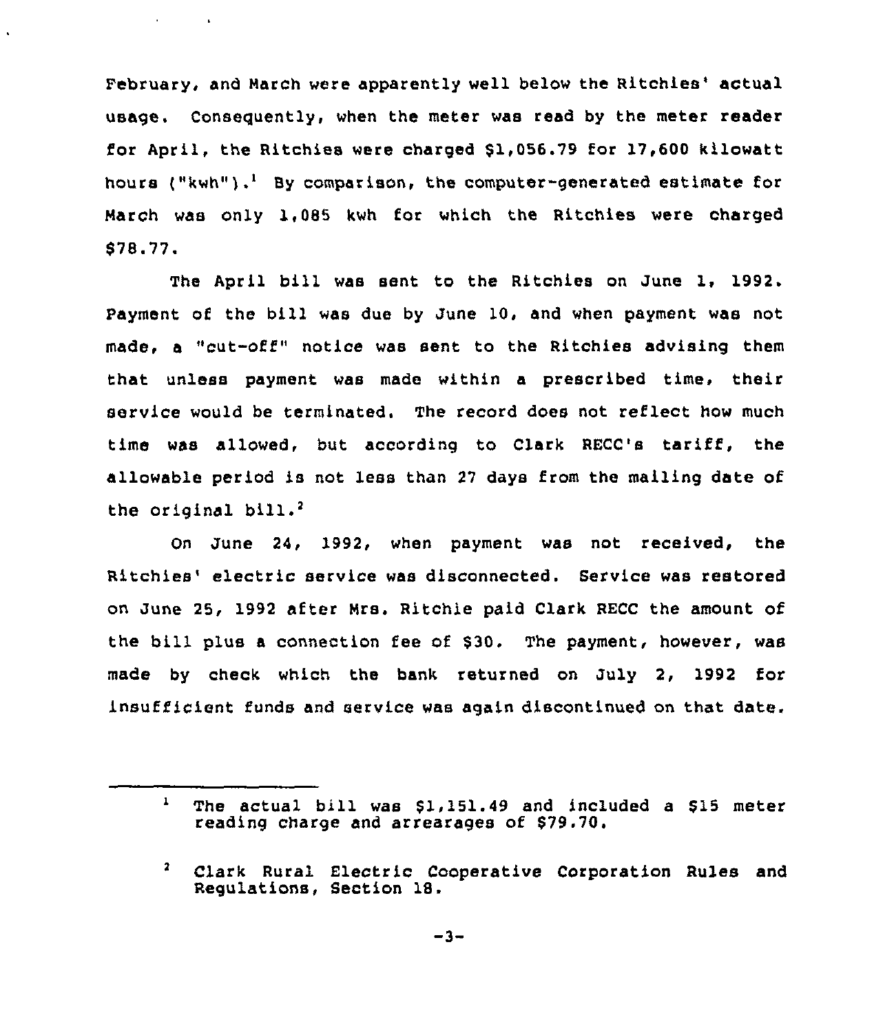February, and March were apparently well below the Ritchies' actual usage. Consequently, when the meter was read by the meter reader for April, the Ritchies were charged $1,056.79 for 17,600 kilowatt hours ("kwh").[1] By comparison, the computer-generated estimate for March was only 1,085 kwh for which the Ritchies were charged $78.77.

The April bill was sent to the Ritchies on June 1, 1992. Payment of the bill was due by June 10, and when payment was not made, a "cut-off" notice was sent to the Ritchies advising them that unless payment was made within a prescribed time, their service would be terminated. The record does not reflect how much time was allowed, but according to Clark RECC's tariff, the allowable period is not less than 27 days from the mailing date of the original bill.[2]

On June 24, 1992, when payment was not received, the Ritchies' electric service was disconnected. Service was restored on June 25, 1992 after Mrs. Ritchie paid Clark RECC the amount of the bill plus a connection fee of $30. The payment, however, was made by check which the bank returned on July 2, 1992 for insufficient funds and service was again discontinued on that date.

---

[1] The actual bill was $1,151.49 and included a $15 meter reading charge and arrearages of $79.70.

[2] Clark Rural Electric Cooperative Corporation Rules and Regulations, Section 18.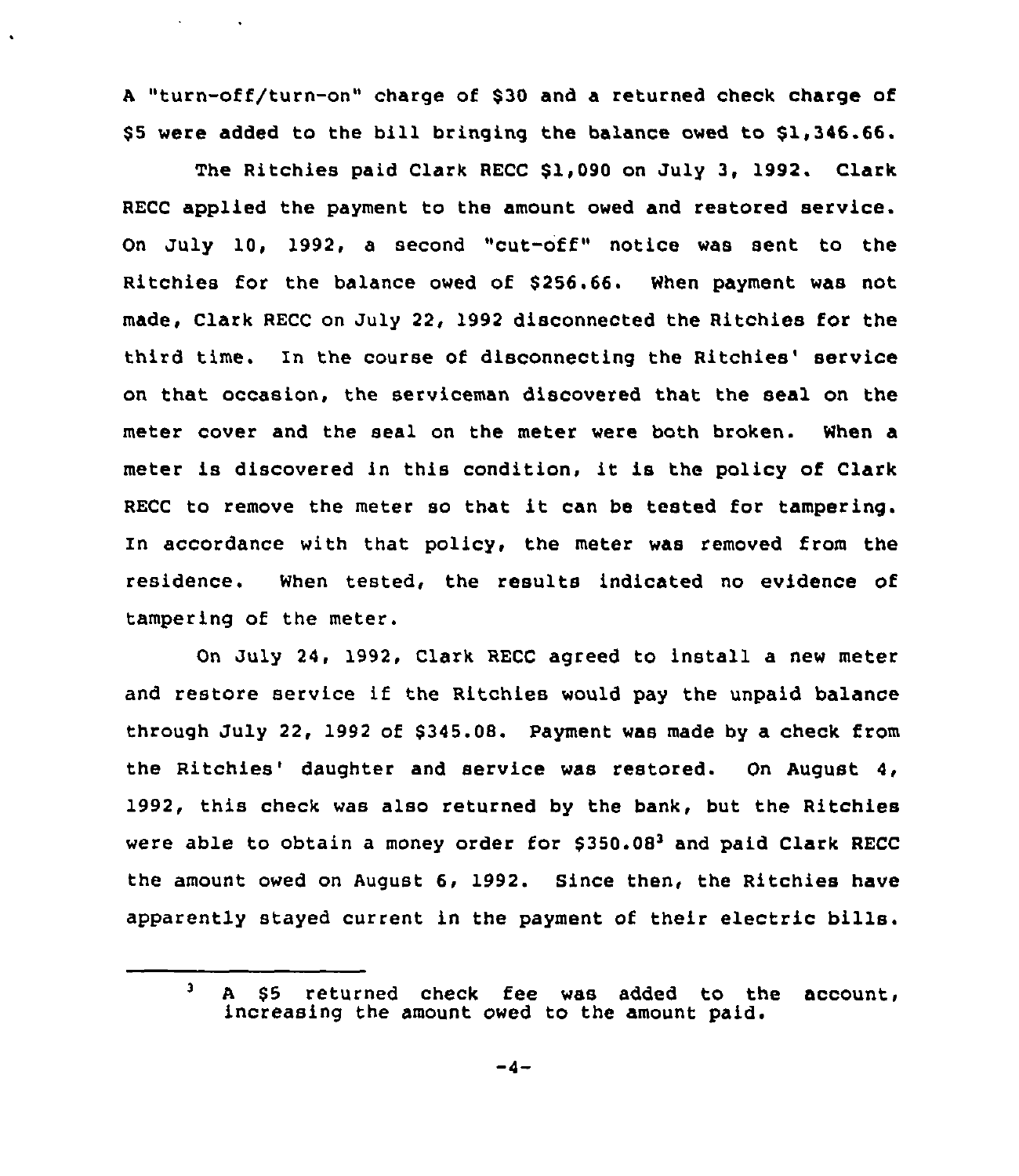A "turn-off/turn-on" charge of $30 and a returned check charge of $5 were added to the bill bringing the balance owed to $1,346.66.

The Ritchies paid Clark RECC $1,090 on July 3, 1992. Clark RECC applied the payment to the amount owed and restored service. On July 10, 1992, a second "cut-off" notice was sent to the Ritchies for the balance owed of $256.66. When payment was not made, Clark RECC on July 22, 1992 disconnected the Ritchies for the third time. In the course of disconnecting the Ritchies' service on that occasion, the serviceman discovered that the seal on the meter cover and the seal on the meter were both broken. When a meter is discovered in this condition, it is the policy of Clark RECC to remove the meter so that it can be tested for tampering. In accordance with that policy, the meter was removed from the residence. When tested, the results indicated no evidence of tampering of the meter.

On July 24, 1992, Clark RECC agreed to install a new meter and restore service if the Ritchies would pay the unpaid balance through July 22, 1992 of $345.08. Payment was made by a check from the Ritchies' daughter and service was restored. On August 4, 1992, this check was also returned by the bank, but the Ritchies were able to obtain a money order for $350.08[3] and paid Clark RECC the amount owed on August 6, 1992. Since then, the Ritchies have apparently stayed current in the payment of their electric bills.

---

[3] A $5 returned check fee was added to the account, increasing the amount owed to the amount paid.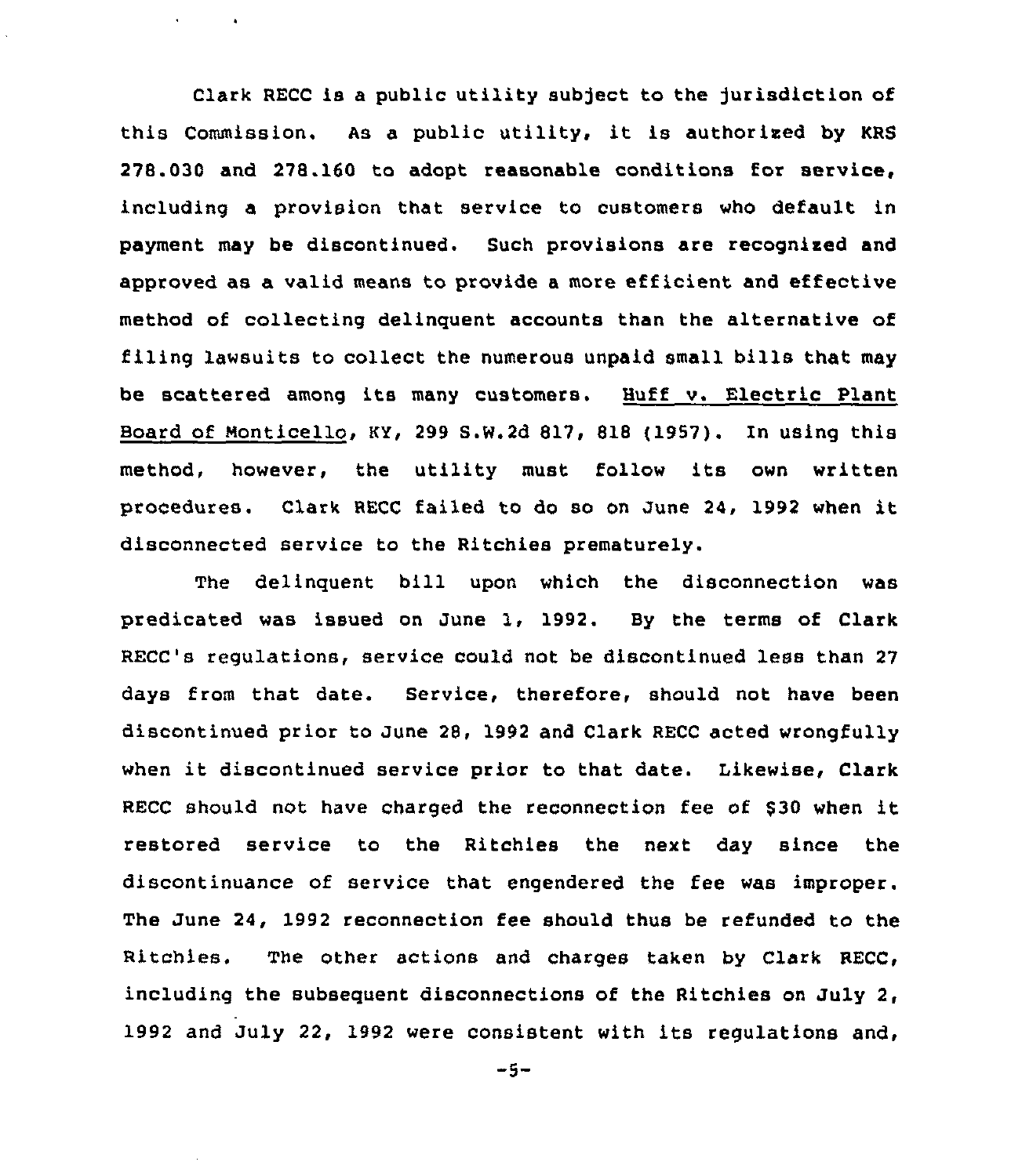Clark RECC is a public utility subject to the jurisdiction of this Commission. As a public utility, it is authorized by KRS 278.030 and 278.160 to adopt reasonable conditions for service, including a provision that service to customers who default in payment may be discontinued. Such provisions are recognized and approved as a valid means to provide a more efficient and effective method of collecting delinquent accounts than the alternative of filing lawsuits to collect the numerous unpaid small bills that may be scattered among its many customers. Huff v. Electric Plant Board of Monticello, KY, 299 S.W.2d 817, 818 (1957). In using this method, however, the utility must follow its own written procedures. Clark RECC failed to do so on June 24, 1992 when it disconnected service to the Ritchies prematurely.

The delinquent bill upon which the disconnection was predicated was issued on June 1, 1992. By the terms of Clark RECC's regulations, service could not be discontinued less than 27 days from that date. Service, therefore, should not have been discontinued prior to June 28, 1992 and Clark RECC acted wrongfully when it discontinued service prior to that date. Likewise, Clark RECC should not have charged the reconnection fee of $30 when it restored service to the Ritchies the next day since the discontinuance of service that engendered the fee was improper. The June 24, 1992 reconnection fee should thus be refunded to the Ritchies. The other actions and charges taken by Clark RECC, including the subsequent disconnections of the Ritchies on July 2, 1992 and July 22, 1992 were consistent with its regulations and,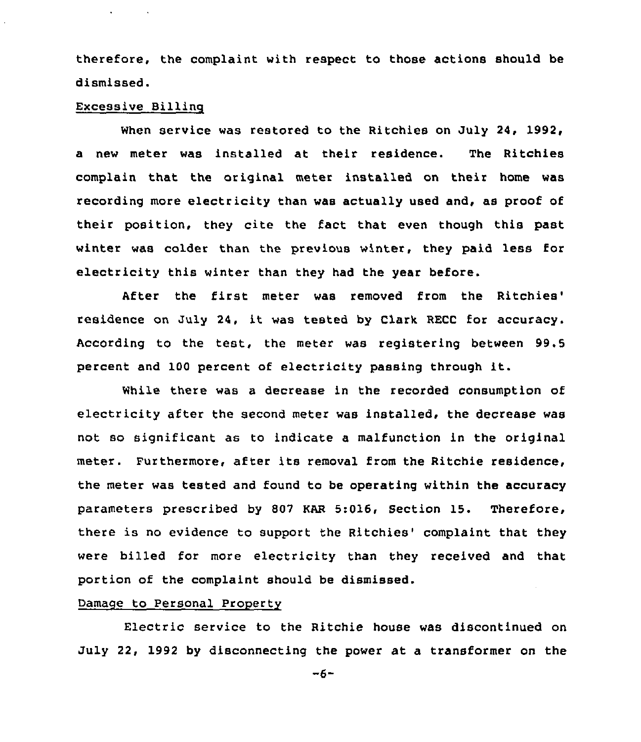therefore, the complaint with respect to those actions should be dismissed.

Excessive Billing

When service was restored to the Ritchies on July 24, 1992, a new meter was installed at their residence. The Ritchies complain that the original meter installed on their home was recording more electricity than was actually used and, as proof of their position, they cite the fact that even though this past winter was colder than the previous winter, they paid less for electricity this winter than they had the year before.

After the first meter was removed from the Ritchies' residence on July 24, it was tested by Clark RECC for accuracy. According to the test, the meter was registering between 99.5 percent and 100 percent of electricity passing through it.

While there was a decrease in the recorded consumption of electricity after the second meter was installed, the decrease was not so significant as to indicate a malfunction in the original meter. Furthermore, after its removal from the Ritchie residence, the meter was tested and found to be operating within the accuracy parameters prescribed by 807 KAR 5:016, Section 15. Therefore, there is no evidence to support the Ritchies' complaint that they were billed for more electricity than they received and that portion of the complaint should be dismissed.

Damage to Personal Property

Electric service to the Ritchie house was discontinued on July 22, 1992 by disconnecting the power at a transformer on the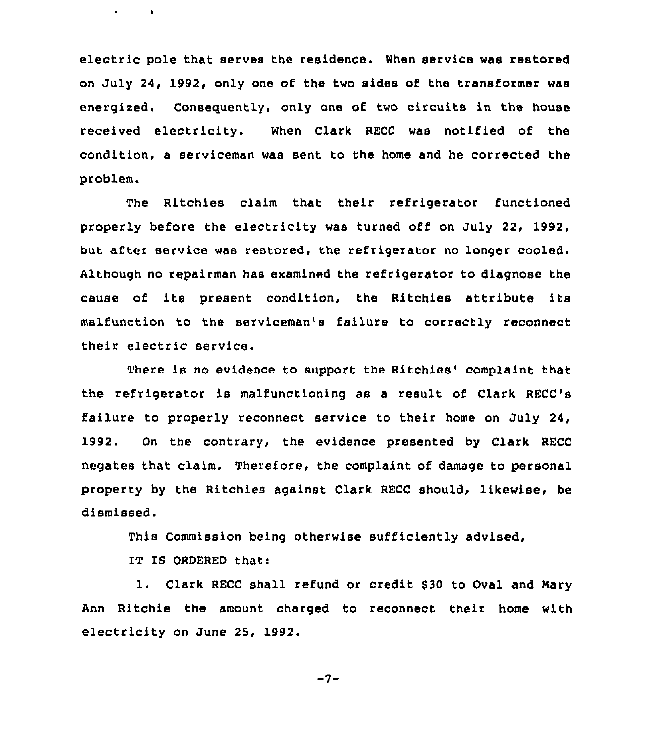electric pole that serves the residence. When service was restored on July 24, 1992, only one of the two sides of the transformer was energized. Consequently, only one of two circuits in the house received electricity. When Clark RECC was notified of the condition, a serviceman was sent to the home and he corrected the problem.

The Ritchies claim that their refrigerator functioned properly before the electricity was turned off on July 22, 1992, but after service was restored, the refrigerator no longer cooled. Although no repairman has examined the refrigerator to diagnose the cause of its present condition, the Ritchies attribute its malfunction to the serviceman's failure to correctly reconnect their electric service.

There is no evidence to support the Ritchies' complaint that the refrigerator is malfunctioning as a result of Clark RECC's failure to properly reconnect service to their home on July 24, 1992. On the contrary, the evidence presented by Clark RECC negates that claim. Therefore, the complaint of damage to personal property by the Ritchies against Clark RECC should, likewise, be dismissed.

This Commission being otherwise sufficiently advised,

IT IS ORDERED that:

1. Clark RECC shall refund or credit $30 to Oval and Mary Ann Ritchie the amount charged to reconnect their home with electricity on June 25, 1992.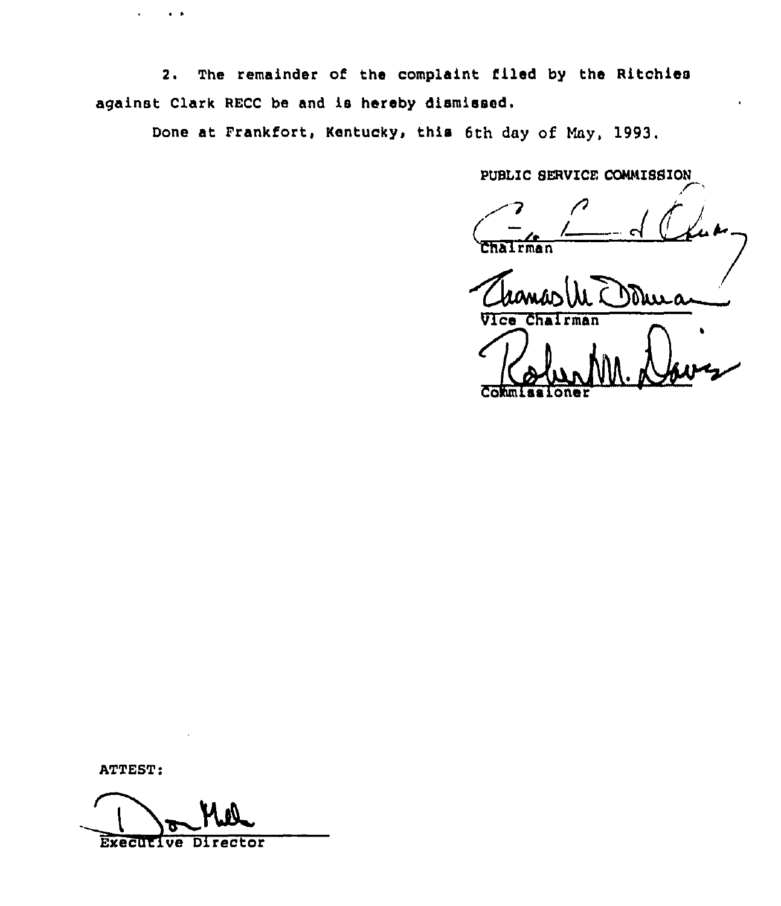2. The remainder of the complaint filed by the Ritchies against Clark RECC be and is hereby dismissed.

Done at Frankfort, Kentucky, this 6th day of May, 1993.

PUBLIC SERVICE COMMISSION

Chairman

Vice Chairman

Commissioner

ATTEST:

Executive Director